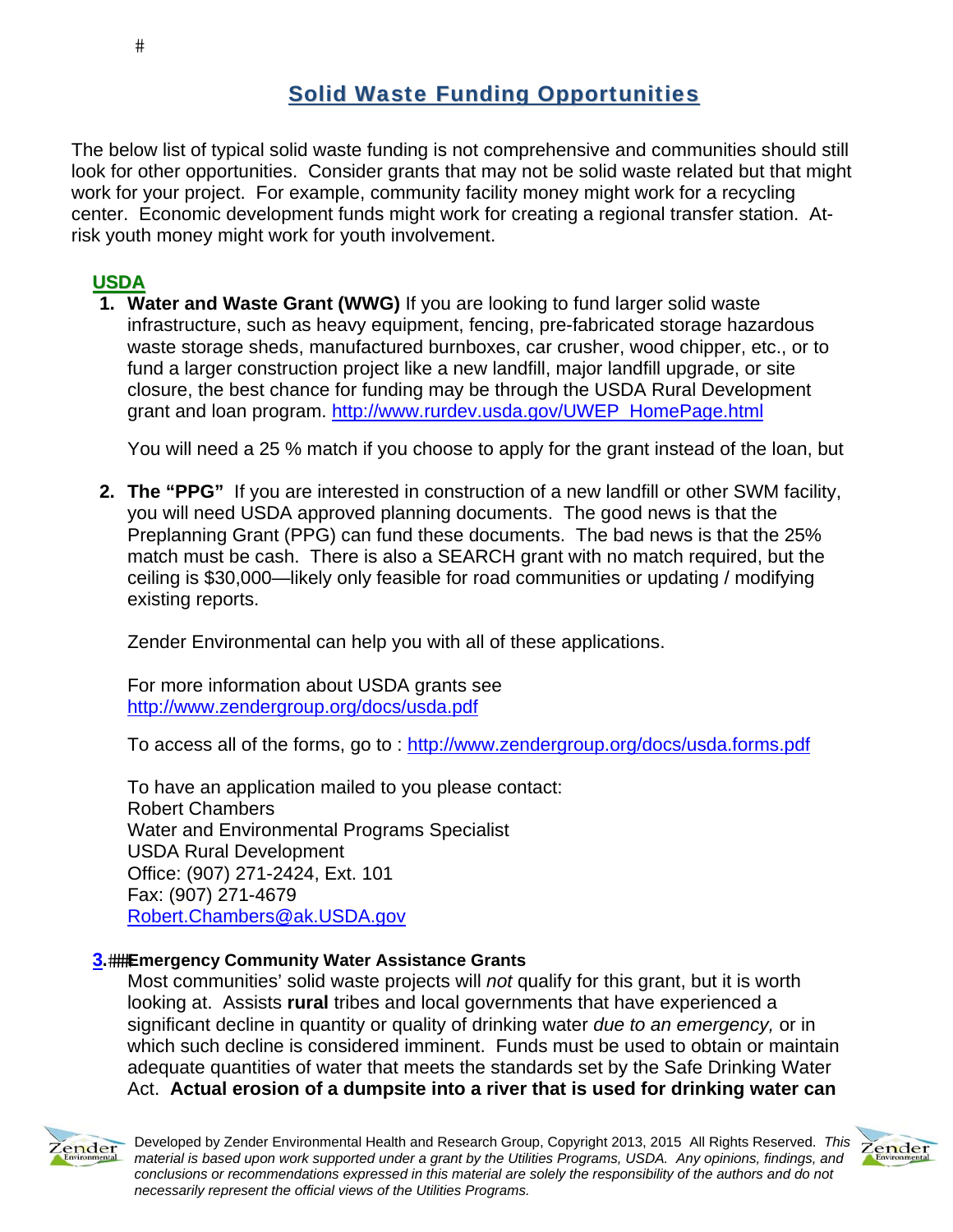#

# Solid Waste Funding Opportunities

The below list of typical solid waste funding is not comprehensive and communities should still look for other opportunities. Consider grants that may not be solid waste related but that might work for your project. For example, community facility money might work for a recycling center. Economic development funds might work for creating a regional transfer station. At-risk youth money might work for youth involvement.

## USDA

1. **Water and Waste Grant (WWG)** If you are looking to fund larger solid waste infrastructure, such as heavy equipment, fencing, pre-fabricated storage hazardous waste storage sheds, manufactured burnboxes, car crusher, wood chipper, etc., or to fund a larger construction project like a new landfill, major landfill upgrade, or site closure, the best chance for funding may be through the USDA Rural Development grant and loan program. http://www.rurdev.usda.gov/UWEP_HomePage.html

   You will need a 25 % match if you choose to apply for the grant instead of the loan, but

2. **The "PPG"** If you are interested in construction of a new landfill or other SWM facility, you will need USDA approved planning documents. The good news is that the Preplanning Grant (PPG) can fund these documents. The bad news is that the 25% match must be cash. There is also a SEARCH grant with no match required, but the ceiling is $30,000—likely only feasible for road communities or updating / modifying existing reports.

   Zender Environmental can help you with all of these applications.

   For more information about USDA grants see http://www.zendergroup.org/docs/usda.pdf

   To access all of the forms, go to : http://www.zendergroup.org/docs/usda.forms.pdf

   To have an application mailed to you please contact:
   Robert Chambers
   Water and Environmental Programs Specialist
   USDA Rural Development
   Office: (907) 271-2424, Ext. 101
   Fax: (907) 271-4679
   Robert.Chambers@ak.USDA.gov

3. ###**Emergency Community Water Assistance Grants**
   Most communities' solid waste projects will *not* qualify for this grant, but it is worth looking at. Assists **rural** tribes and local governments that have experienced a significant decline in quantity or quality of drinking water *due to an emergency,* or in which such decline is considered imminent. Funds must be used to obtain or maintain adequate quantities of water that meets the standards set by the Safe Drinking Water Act. **Actual erosion of a dumpsite into a river that is used for drinking water can**

Developed by Zender Environmental Health and Research Group, Copyright 2013, 2015 All Rights Reserved. *This material is based upon work supported under a grant by the Utilities Programs, USDA. Any opinions, findings, and conclusions or recommendations expressed in this material are solely the responsibility of the authors and do not necessarily represent the official views of the Utilities Programs.*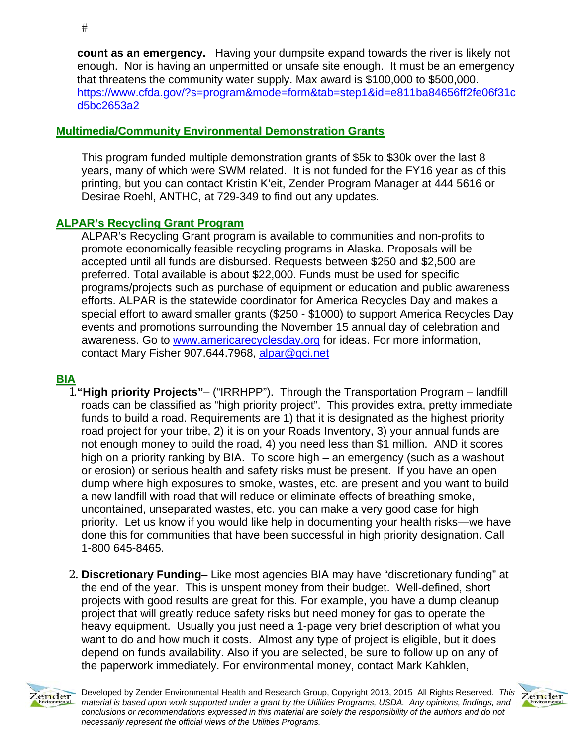**count as an emergency.** Having your dumpsite expand towards the river is likely not enough. Nor is having an unpermitted or unsafe site enough. It must be an emergency that threatens the community water supply. Max award is $100,000 to $500,000. https://www.cfda.gov/?s=program&mode=form&tab=step1&id=e811ba84656ff2fe06f31cd5bc2653a2

## Multimedia/Community Environmental Demonstration Grants

This program funded multiple demonstration grants of $5k to $30k over the last 8 years, many of which were SWM related. It is not funded for the FY16 year as of this printing, but you can contact Kristin K'eit, Zender Program Manager at 444 5616 or Desirae Roehl, ANTHC, at 729-349 to find out any updates.

## ALPAR's Recycling Grant Program

ALPAR's Recycling Grant program is available to communities and non-profits to promote economically feasible recycling programs in Alaska. Proposals will be accepted until all funds are disbursed. Requests between $250 and $2,500 are preferred. Total available is about $22,000. Funds must be used for specific programs/projects such as purchase of equipment or education and public awareness efforts. ALPAR is the statewide coordinator for America Recycles Day and makes a special effort to award smaller grants ($250 - $1000) to support America Recycles Day events and promotions surrounding the November 15 annual day of celebration and awareness. Go to www.americarecyclesday.org for ideas. For more information, contact Mary Fisher 907.644.7968, alpar@gci.net

## BIA

1. **"High priority Projects"**– ("IRRHPP"). Through the Transportation Program – landfill roads can be classified as "high priority project". This provides extra, pretty immediate funds to build a road. Requirements are 1) that it is designated as the highest priority road project for your tribe, 2) it is on your Roads Inventory, 3) your annual funds are not enough money to build the road, 4) you need less than $1 million. AND it scores high on a priority ranking by BIA. To score high – an emergency (such as a washout or erosion) or serious health and safety risks must be present. If you have an open dump where high exposures to smoke, wastes, etc. are present and you want to build a new landfill with road that will reduce or eliminate effects of breathing smoke, uncontained, unseparated wastes, etc. you can make a very good case for high priority. Let us know if you would like help in documenting your health risks—we have done this for communities that have been successful in high priority designation. Call 1-800 645-8465.

2. **Discretionary Funding**– Like most agencies BIA may have "discretionary funding" at the end of the year. This is unspent money from their budget. Well-defined, short projects with good results are great for this. For example, you have a dump cleanup project that will greatly reduce safety risks but need money for gas to operate the heavy equipment. Usually you just need a 1-page very brief description of what you want to do and how much it costs. Almost any type of project is eligible, but it does depend on funds availability. Also if you are selected, be sure to follow up on any of the paperwork immediately. For environmental money, contact Mark Kahklen,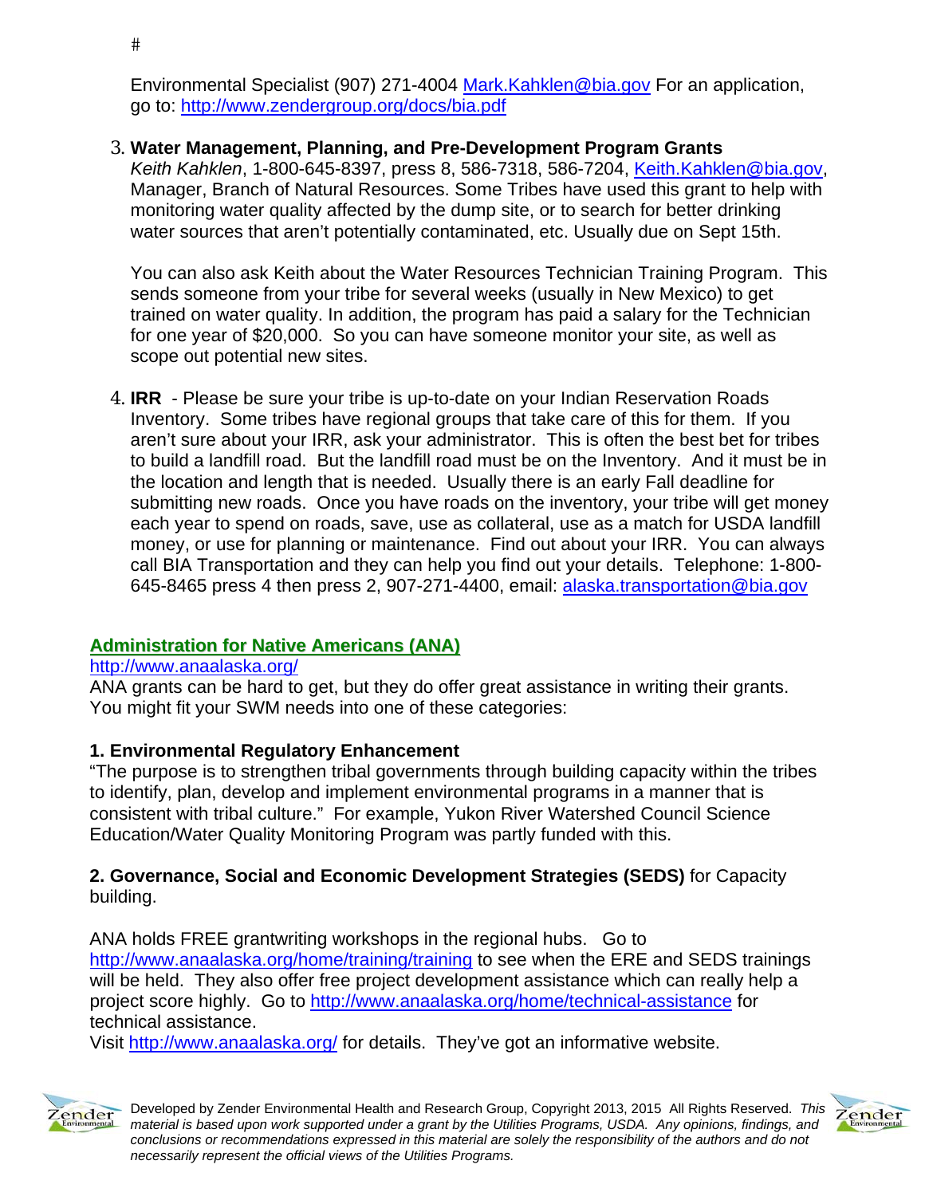#

Environmental Specialist (907) 271-4004 Mark.Kahklen@bia.gov For an application, go to: http://www.zendergroup.org/docs/bia.pdf

3. **Water Management, Planning, and Pre-Development Program Grants**
   *Keith Kahklen*, 1-800-645-8397, press 8, 586-7318, 586-7204, Keith.Kahklen@bia.gov, Manager, Branch of Natural Resources. Some Tribes have used this grant to help with monitoring water quality affected by the dump site, or to search for better drinking water sources that aren't potentially contaminated, etc. Usually due on Sept 15th.

   You can also ask Keith about the Water Resources Technician Training Program. This sends someone from your tribe for several weeks (usually in New Mexico) to get trained on water quality. In addition, the program has paid a salary for the Technician for one year of $20,000. So you can have someone monitor your site, as well as scope out potential new sites.

4. **IRR** - Please be sure your tribe is up-to-date on your Indian Reservation Roads Inventory. Some tribes have regional groups that take care of this for them. If you aren't sure about your IRR, ask your administrator. This is often the best bet for tribes to build a landfill road. But the landfill road must be on the Inventory. And it must be in the location and length that is needed. Usually there is an early Fall deadline for submitting new roads. Once you have roads on the inventory, your tribe will get money each year to spend on roads, save, use as collateral, use as a match for USDA landfill money, or use for planning or maintenance. Find out about your IRR. You can always call BIA Transportation and they can help you find out your details. Telephone: 1-800-645-8465 press 4 then press 2, 907-271-4400, email: alaska.transportation@bia.gov

## Administration for Native Americans (ANA)

http://www.anaalaska.org/

ANA grants can be hard to get, but they do offer great assistance in writing their grants. You might fit your SWM needs into one of these categories:

**1. Environmental Regulatory Enhancement**

"The purpose is to strengthen tribal governments through building capacity within the tribes to identify, plan, develop and implement environmental programs in a manner that is consistent with tribal culture." For example, Yukon River Watershed Council Science Education/Water Quality Monitoring Program was partly funded with this.

**2. Governance, Social and Economic Development Strategies (SEDS)** for Capacity building.

ANA holds FREE grantwriting workshops in the regional hubs. Go to http://www.anaalaska.org/home/training/training to see when the ERE and SEDS trainings will be held. They also offer free project development assistance which can really help a project score highly. Go to http://www.anaalaska.org/home/technical-assistance for technical assistance.
Visit http://www.anaalaska.org/ for details. They've got an informative website.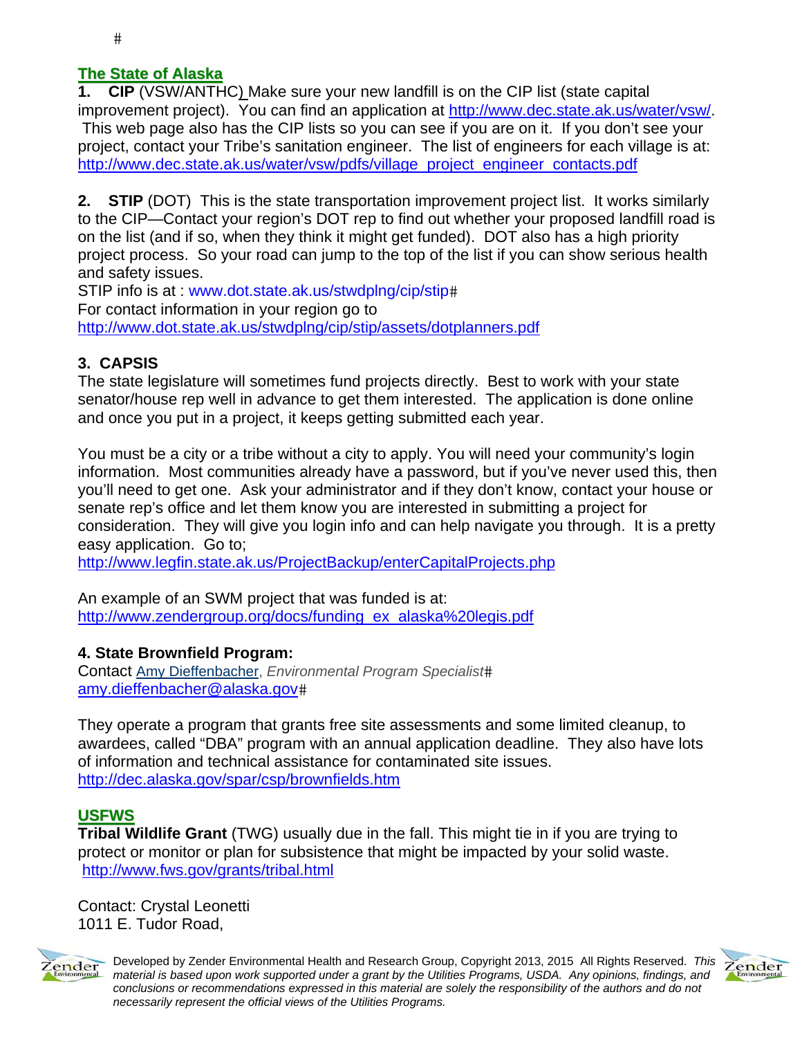#

## The State of Alaska

**1. CIP** (VSW/ANTHC) Make sure your new landfill is on the CIP list (state capital improvement project). You can find an application at http://www.dec.state.ak.us/water/vsw/. This web page also has the CIP lists so you can see if you are on it. If you don't see your project, contact your Tribe's sanitation engineer. The list of engineers for each village is at: http://www.dec.state.ak.us/water/vsw/pdfs/village_project_engineer_contacts.pdf

**2. STIP** (DOT) This is the state transportation improvement project list. It works similarly to the CIP—Contact your region's DOT rep to find out whether your proposed landfill road is on the list (and if so, when they think it might get funded). DOT also has a high priority project process. So your road can jump to the top of the list if you can show serious health and safety issues.
STIP info is at : www.dot.state.ak.us/stwdplng/cip/stip#
For contact information in your region go to
http://www.dot.state.ak.us/stwdplng/cip/stip/assets/dotplanners.pdf

**3. CAPSIS**

The state legislature will sometimes fund projects directly. Best to work with your state senator/house rep well in advance to get them interested. The application is done online and once you put in a project, it keeps getting submitted each year.

You must be a city or a tribe without a city to apply. You will need your community's login information. Most communities already have a password, but if you've never used this, then you'll need to get one. Ask your administrator and if they don't know, contact your house or senate rep's office and let them know you are interested in submitting a project for consideration. They will give you login info and can help navigate you through. It is a pretty easy application. Go to;
http://www.legfin.state.ak.us/ProjectBackup/enterCapitalProjects.php

An example of an SWM project that was funded is at:
http://www.zendergroup.org/docs/funding_ex_alaska%20legis.pdf

**4. State Brownfield Program:**

Contact Amy Dieffenbacher, *Environmental Program Specialist*#
amy.dieffenbacher@alaska.gov#

They operate a program that grants free site assessments and some limited cleanup, to awardees, called "DBA" program with an annual application deadline. They also have lots of information and technical assistance for contaminated site issues.
http://dec.alaska.gov/spar/csp/brownfields.htm

## USFWS

**Tribal Wildlife Grant** (TWG) usually due in the fall. This might tie in if you are trying to protect or monitor or plan for subsistence that might be impacted by your solid waste.
http://www.fws.gov/grants/tribal.html

Contact: Crystal Leonetti
1011 E. Tudor Road,

Developed by Zender Environmental Health and Research Group, Copyright 2013, 2015 All Rights Reserved. *This material is based upon work supported under a grant by the Utilities Programs, USDA. Any opinions, findings, and conclusions or recommendations expressed in this material are solely the responsibility of the authors and do not necessarily represent the official views of the Utilities Programs.*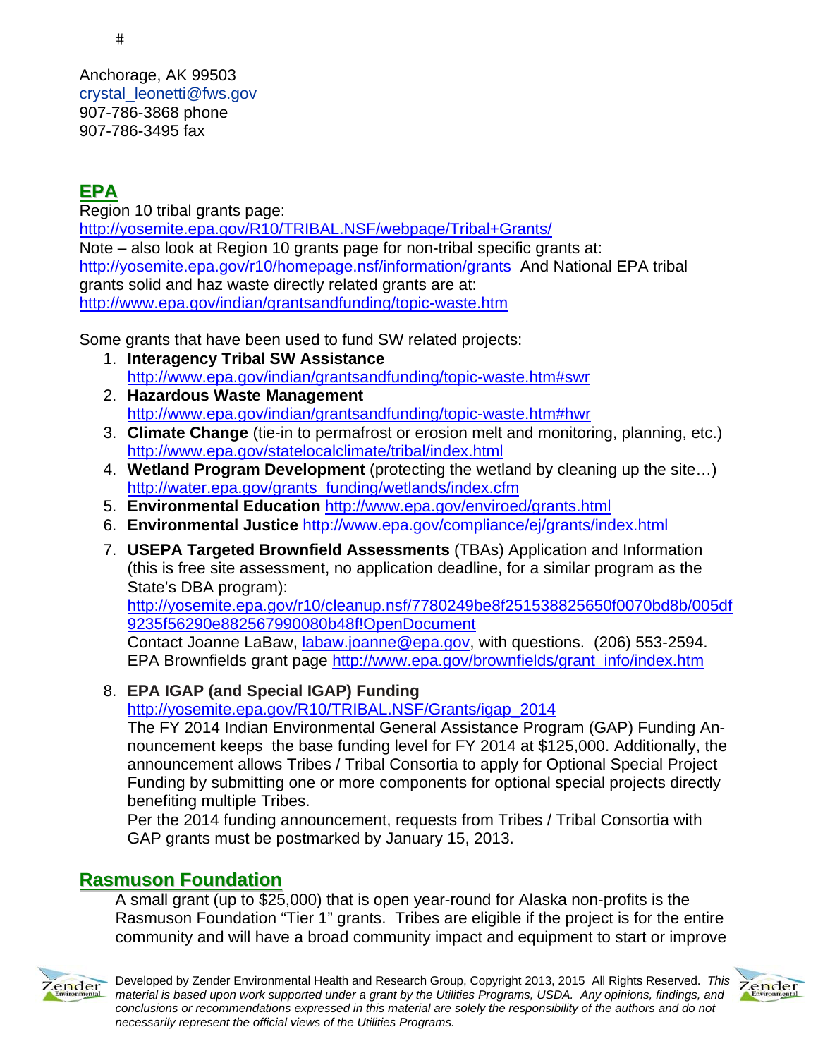#

Anchorage, AK 99503
crystal_leonetti@fws.gov
907-786-3868 phone
907-786-3495 fax

## EPA

Region 10 tribal grants page:
http://yosemite.epa.gov/R10/TRIBAL.NSF/webpage/Tribal+Grants/
Note – also look at Region 10 grants page for non-tribal specific grants at:
http://yosemite.epa.gov/r10/homepage.nsf/information/grants And National EPA tribal grants solid and haz waste directly related grants are at:
http://www.epa.gov/indian/grantsandfunding/topic-waste.htm

Some grants that have been used to fund SW related projects:

1. **Interagency Tribal SW Assistance**
   http://www.epa.gov/indian/grantsandfunding/topic-waste.htm#swr
2. **Hazardous Waste Management**
   http://www.epa.gov/indian/grantsandfunding/topic-waste.htm#hwr
3. **Climate Change** (tie-in to permafrost or erosion melt and monitoring, planning, etc.)
   http://www.epa.gov/statelocalclimate/tribal/index.html
4. **Wetland Program Development** (protecting the wetland by cleaning up the site…)
   http://water.epa.gov/grants_funding/wetlands/index.cfm
5. **Environmental Education** http://www.epa.gov/enviroed/grants.html
6. **Environmental Justice** http://www.epa.gov/compliance/ej/grants/index.html
7. **USEPA Targeted Brownfield Assessments** (TBAs) Application and Information (this is free site assessment, no application deadline, for a similar program as the State's DBA program):
   http://yosemite.epa.gov/r10/cleanup.nsf/7780249be8f251538825650f0070bd8b/005df9235f56290e882567990080b48f!OpenDocument
   Contact Joanne LaBaw, labaw.joanne@epa.gov, with questions. (206) 553-2594.
   EPA Brownfields grant page http://www.epa.gov/brownfields/grant_info/index.htm
8. **EPA IGAP (and Special IGAP) Funding**
   http://yosemite.epa.gov/R10/TRIBAL.NSF/Grants/igap_2014
   The FY 2014 Indian Environmental General Assistance Program (GAP) Funding Announcement keeps the base funding level for FY 2014 at $125,000. Additionally, the announcement allows Tribes / Tribal Consortia to apply for Optional Special Project Funding by submitting one or more components for optional special projects directly benefiting multiple Tribes.
   Per the 2014 funding announcement, requests from Tribes / Tribal Consortia with GAP grants must be postmarked by January 15, 2013.

## Rasmuson Foundation

A small grant (up to $25,000) that is open year-round for Alaska non-profits is the Rasmuson Foundation "Tier 1" grants. Tribes are eligible if the project is for the entire community and will have a broad community impact and equipment to start or improve

Developed by Zender Environmental Health and Research Group, Copyright 2013, 2015 All Rights Reserved. *This material is based upon work supported under a grant by the Utilities Programs, USDA. Any opinions, findings, and conclusions or recommendations expressed in this material are solely the responsibility of the authors and do not necessarily represent the official views of the Utilities Programs.*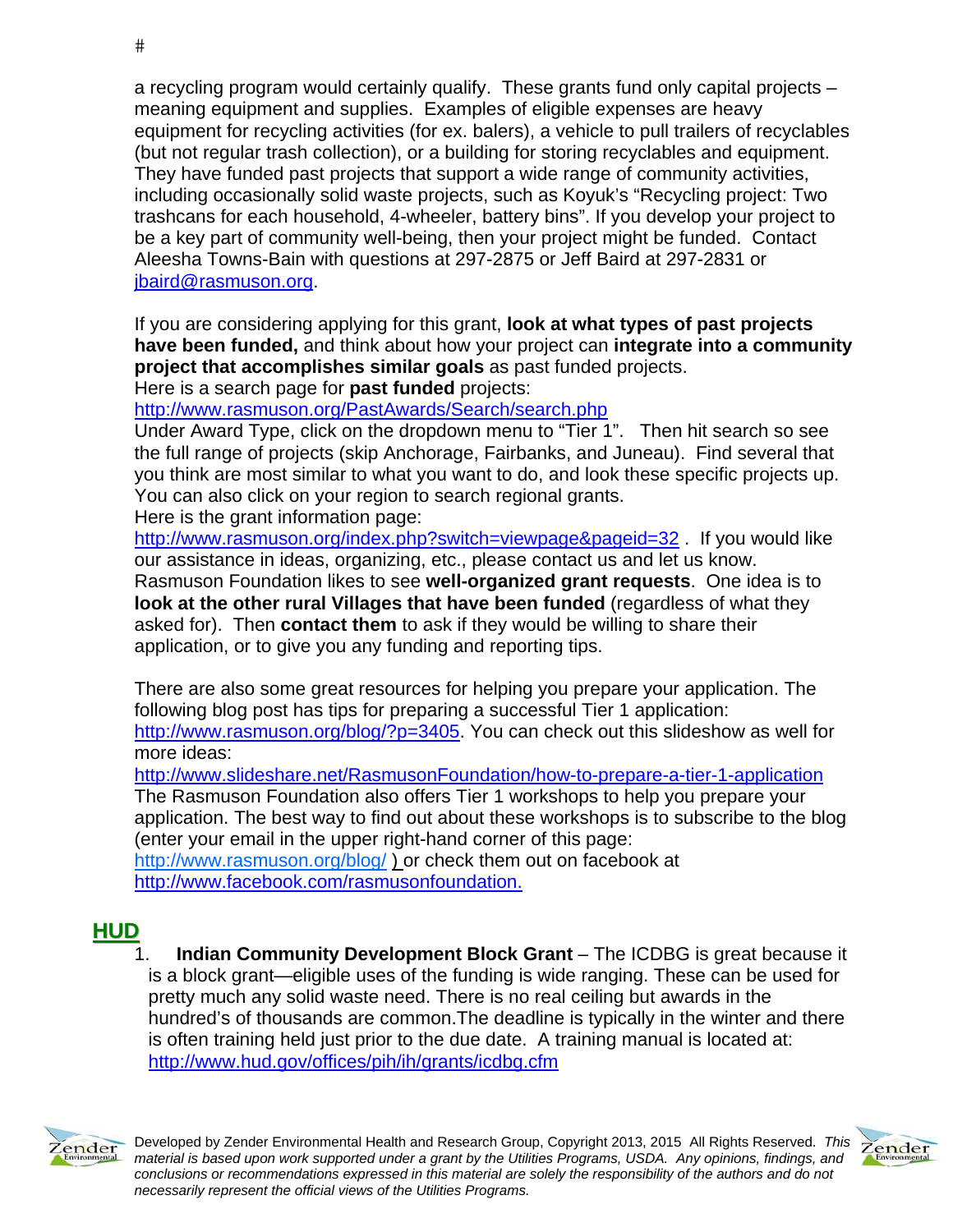#

a recycling program would certainly qualify. These grants fund only capital projects – meaning equipment and supplies. Examples of eligible expenses are heavy equipment for recycling activities (for ex. balers), a vehicle to pull trailers of recyclables (but not regular trash collection), or a building for storing recyclables and equipment. They have funded past projects that support a wide range of community activities, including occasionally solid waste projects, such as Koyuk's "Recycling project: Two trashcans for each household, 4-wheeler, battery bins". If you develop your project to be a key part of community well-being, then your project might be funded. Contact Aleesha Towns-Bain with questions at 297-2875 or Jeff Baird at 297-2831 or jbaird@rasmuson.org.

If you are considering applying for this grant, **look at what types of past projects have been funded,** and think about how your project can **integrate into a community project that accomplishes similar goals** as past funded projects.
Here is a search page for **past funded** projects:
http://www.rasmuson.org/PastAwards/Search/search.php
Under Award Type, click on the dropdown menu to "Tier 1". Then hit search so see the full range of projects (skip Anchorage, Fairbanks, and Juneau). Find several that you think are most similar to what you want to do, and look these specific projects up. You can also click on your region to search regional grants.
Here is the grant information page:
http://www.rasmuson.org/index.php?switch=viewpage&pageid=32 . If you would like our assistance in ideas, organizing, etc., please contact us and let us know.
Rasmuson Foundation likes to see **well-organized grant requests**. One idea is to **look at the other rural Villages that have been funded** (regardless of what they asked for). Then **contact them** to ask if they would be willing to share their application, or to give you any funding and reporting tips.

There are also some great resources for helping you prepare your application. The following blog post has tips for preparing a successful Tier 1 application: http://www.rasmuson.org/blog/?p=3405. You can check out this slideshow as well for more ideas:
http://www.slideshare.net/RasmusonFoundation/how-to-prepare-a-tier-1-application
The Rasmuson Foundation also offers Tier 1 workshops to help you prepare your application. The best way to find out about these workshops is to subscribe to the blog (enter your email in the upper right-hand corner of this page: http://www.rasmuson.org/blog/ ) or check them out on facebook at http://www.facebook.com/rasmusonfoundation.

## HUD

1. **Indian Community Development Block Grant** – The ICDBG is great because it is a block grant—eligible uses of the funding is wide ranging. These can be used for pretty much any solid waste need. There is no real ceiling but awards in the hundred's of thousands are common.The deadline is typically in the winter and there is often training held just prior to the due date. A training manual is located at: http://www.hud.gov/offices/pih/ih/grants/icdbg.cfm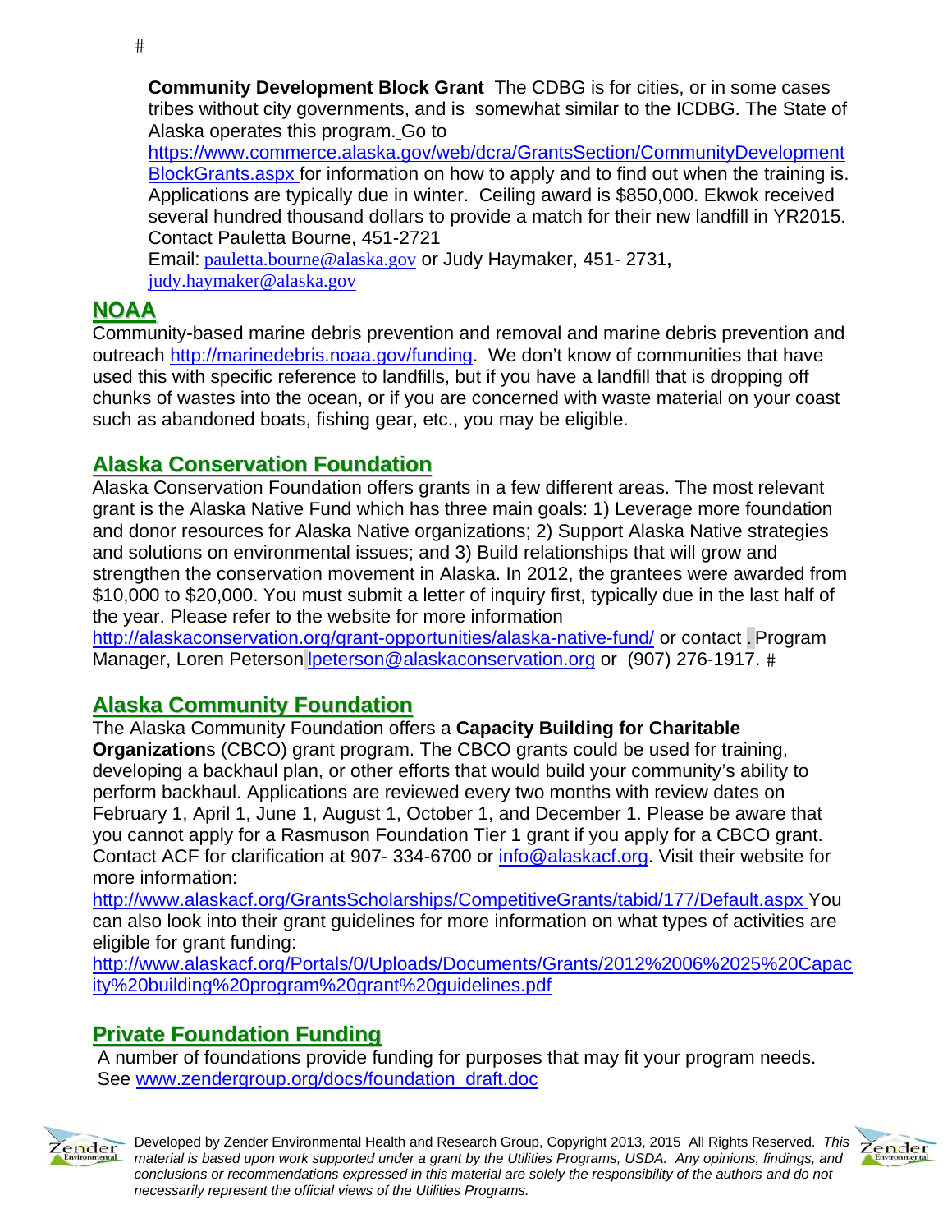#

**Community Development Block Grant** The CDBG is for cities, or in some cases tribes without city governments, and is somewhat similar to the ICDBG. The State of Alaska operates this program. Go to https://www.commerce.alaska.gov/web/dcra/GrantsSection/CommunityDevelopmentBlockGrants.aspx for information on how to apply and to find out when the training is. Applications are typically due in winter. Ceiling award is $850,000. Ekwok received several hundred thousand dollars to provide a match for their new landfill in YR2015. Contact Pauletta Bourne, 451-2721
Email: pauletta.bourne@alaska.gov or Judy Haymaker, 451- 2731, judy.haymaker@alaska.gov

## NOAA

Community-based marine debris prevention and removal and marine debris prevention and outreach http://marinedebris.noaa.gov/funding. We don't know of communities that have used this with specific reference to landfills, but if you have a landfill that is dropping off chunks of wastes into the ocean, or if you are concerned with waste material on your coast such as abandoned boats, fishing gear, etc., you may be eligible.

## Alaska Conservation Foundation

Alaska Conservation Foundation offers grants in a few different areas. The most relevant grant is the Alaska Native Fund which has three main goals: 1) Leverage more foundation and donor resources for Alaska Native organizations; 2) Support Alaska Native strategies and solutions on environmental issues; and 3) Build relationships that will grow and strengthen the conservation movement in Alaska. In 2012, the grantees were awarded from $10,000 to $20,000. You must submit a letter of inquiry first, typically due in the last half of the year. Please refer to the website for more information http://alaskaconservation.org/grant-opportunities/alaska-native-fund/ or contact . Program Manager, Loren Peterson lpeterson@alaskaconservation.org or (907) 276-1917. #

## Alaska Community Foundation

The Alaska Community Foundation offers a **Capacity Building for Charitable Organization**s (CBCO) grant program. The CBCO grants could be used for training, developing a backhaul plan, or other efforts that would build your community's ability to perform backhaul. Applications are reviewed every two months with review dates on February 1, April 1, June 1, August 1, October 1, and December 1. Please be aware that you cannot apply for a Rasmuson Foundation Tier 1 grant if you apply for a CBCO grant. Contact ACF for clarification at 907- 334-6700 or info@alaskacf.org. Visit their website for more information:
http://www.alaskacf.org/GrantsScholarships/CompetitiveGrants/tabid/177/Default.aspx You can also look into their grant guidelines for more information on what types of activities are eligible for grant funding:
http://www.alaskacf.org/Portals/0/Uploads/Documents/Grants/2012%2006%2025%20Capacity%20building%20program%20grant%20guidelines.pdf

## Private Foundation Funding

A number of foundations provide funding for purposes that may fit your program needs. See www.zendergroup.org/docs/foundation_draft.doc

Developed by Zender Environmental Health and Research Group, Copyright 2013, 2015 All Rights Reserved. *This material is based upon work supported under a grant by the Utilities Programs, USDA. Any opinions, findings, and conclusions or recommendations expressed in this material are solely the responsibility of the authors and do not necessarily represent the official views of the Utilities Programs.*